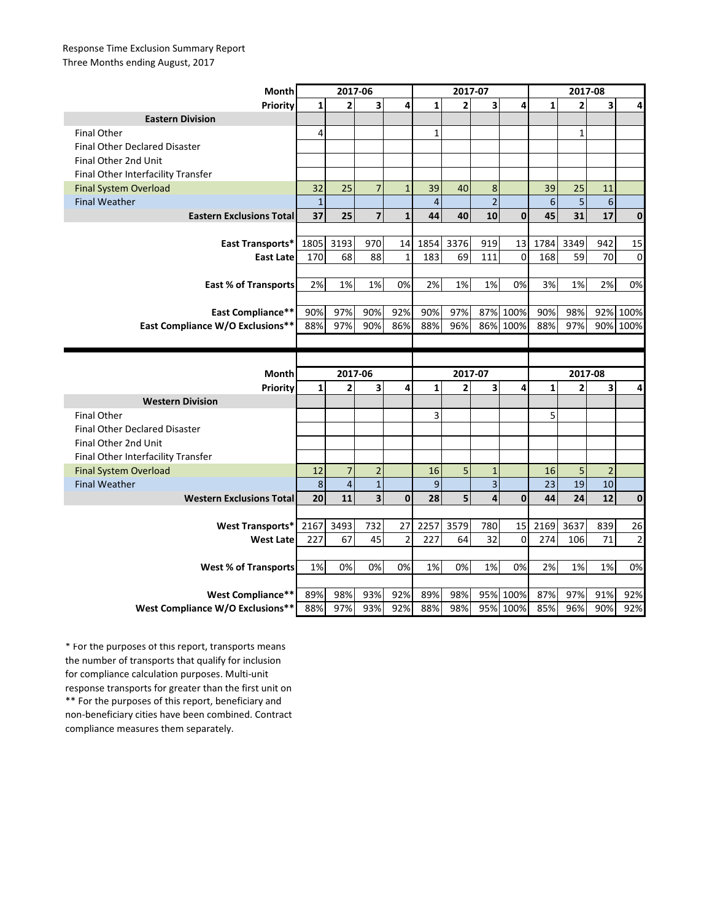Response Time Exclusion Summary Report
Three Months ending August, 2017

| Month | 2017-06 | | | | 2017-07 | | | | 2017-08 | | | |
|---|---|---|---|---|---|---|---|---|---|---|---|---|
| Priority | 1 | 2 | 3 | 4 | 1 | 2 | 3 | 4 | 1 | 2 | 3 | 4 |
| **Eastern Division** | | | | | | | | | | | | |
| Final Other | 4 | | | | 1 | | | | | 1 | | |
| Final Other Declared Disaster | | | | | | | | | | | | |
| Final Other 2nd Unit | | | | | | | | | | | | |
| Final Other Interfacility Transfer | | | | | | | | | | | | |
| Final System Overload | 32 | 25 | 7 | 1 | 39 | 40 | 8 | | 39 | 25 | 11 | |
| Final Weather | 1 | | | | 4 | | 2 | | 6 | 5 | 6 | |
| **Eastern Exclusions Total** | **37** | **25** | **7** | **1** | **44** | **40** | **10** | **0** | **45** | **31** | **17** | **0** |
| | | | | | | | | | | | | |
| **East Transports*** | 1805 | 3193 | 970 | 14 | 1854 | 3376 | 919 | 13 | 1784 | 3349 | 942 | 15 |
| **East Late** | 170 | 68 | 88 | 1 | 183 | 69 | 111 | 0 | 168 | 59 | 70 | 0 |
| | | | | | | | | | | | | |
| **East % of Transports** | 2% | 1% | 1% | 0% | 2% | 1% | 1% | 0% | 3% | 1% | 2% | 0% |
| | | | | | | | | | | | | |
| **East Compliance**** | 90% | 97% | 90% | 92% | 90% | 97% | 87% | 100% | 90% | 98% | 92% | 100% |
| **East Compliance W/O Exclusions**** | 88% | 97% | 90% | 86% | 88% | 96% | 86% | 100% | 88% | 97% | 90% | 100% |

| Month | 2017-06 | | | | 2017-07 | | | | 2017-08 | | | |
|---|---|---|---|---|---|---|---|---|---|---|---|---|
| Priority | 1 | 2 | 3 | 4 | 1 | 2 | 3 | 4 | 1 | 2 | 3 | 4 |
| **Western Division** | | | | | | | | | | | | |
| Final Other | | | | | 3 | | | | 5 | | | |
| Final Other Declared Disaster | | | | | | | | | | | | |
| Final Other 2nd Unit | | | | | | | | | | | | |
| Final Other Interfacility Transfer | | | | | | | | | | | | |
| Final System Overload | 12 | 7 | 2 | | 16 | 5 | 1 | | 16 | 5 | 2 | |
| Final Weather | 8 | 4 | 1 | | 9 | | 3 | | 23 | 19 | 10 | |
| **Western Exclusions Total** | **20** | **11** | **3** | **0** | **28** | **5** | **4** | **0** | **44** | **24** | **12** | **0** |
| | | | | | | | | | | | | |
| **West Transports*** | 2167 | 3493 | 732 | 27 | 2257 | 3579 | 780 | 15 | 2169 | 3637 | 839 | 26 |
| **West Late** | 227 | 67 | 45 | 2 | 227 | 64 | 32 | 0 | 274 | 106 | 71 | 2 |
| | | | | | | | | | | | | |
| **West % of Transports** | 1% | 0% | 0% | 0% | 1% | 0% | 1% | 0% | 2% | 1% | 1% | 0% |
| | | | | | | | | | | | | |
| **West Compliance**** | 89% | 98% | 93% | 92% | 89% | 98% | 95% | 100% | 87% | 97% | 91% | 92% |
| **West Compliance W/O Exclusions**** | 88% | 97% | 93% | 92% | 88% | 98% | 95% | 100% | 85% | 96% | 90% | 92% |

* For the purposes of this report, transports means the number of transports that qualify for inclusion for compliance calculation purposes. Multi-unit response transports for greater than the first unit on
** For the purposes of this report, beneficiary and non-beneficiary cities have been combined. Contract compliance measures them separately.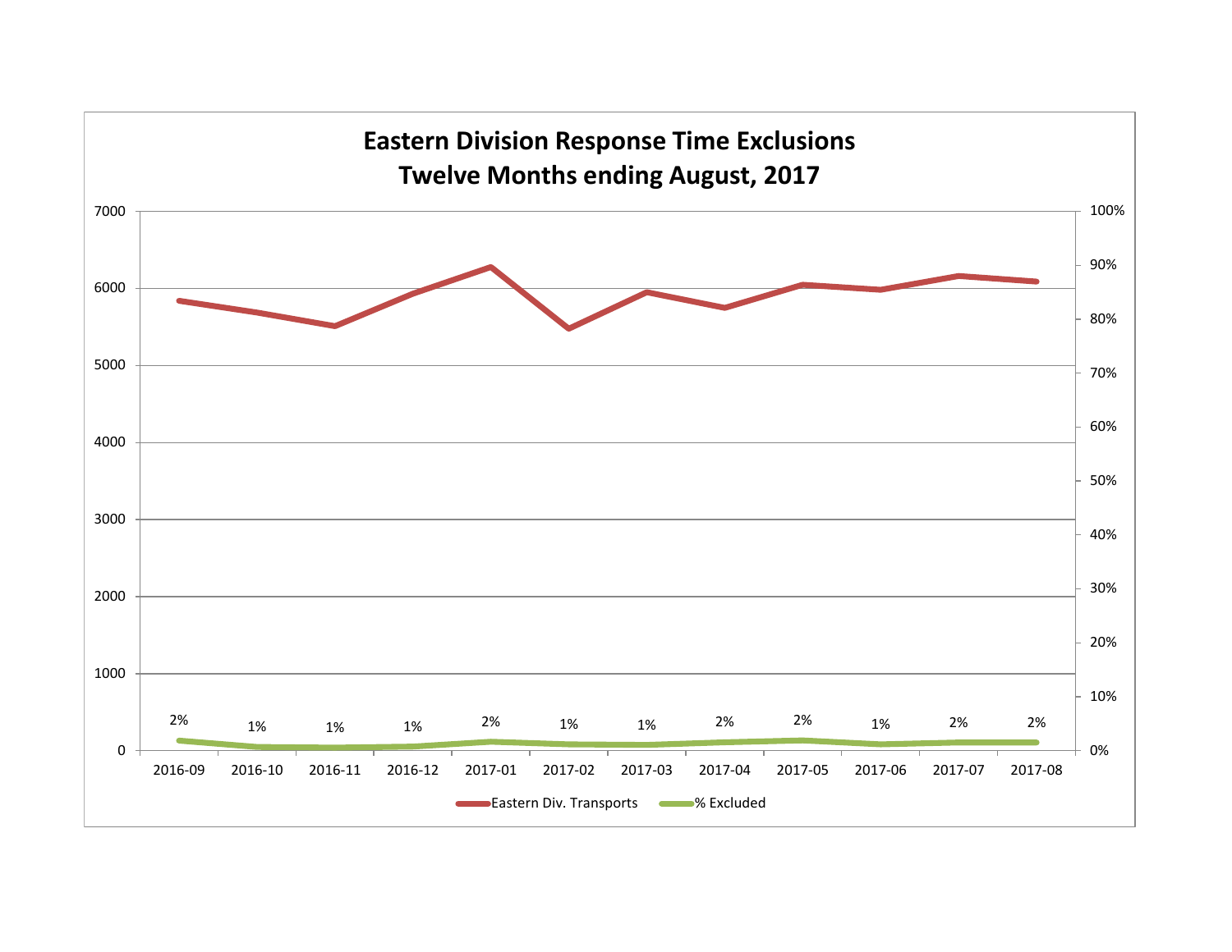# Eastern Division Response Time Exclusions
## Twelve Months ending August, 2017

| | 2016-09 | 2016-10 | 2016-11 | 2016-12 | 2017-01 | 2017-02 | 2017-03 | 2017-04 | 2017-05 | 2017-06 | 2017-07 | 2017-08 |
|---|---|---|---|---|---|---|---|---|---|---|---|---|
| % Excluded | 2% | 1% | 1% | 1% | 2% | 1% | 1% | 2% | 2% | 1% | 2% | 2% |

Left axis: 0–7000 (Eastern Div. Transports); right axis: 0%–100% (% Excluded)

Legend: Eastern Div. Transports; % Excluded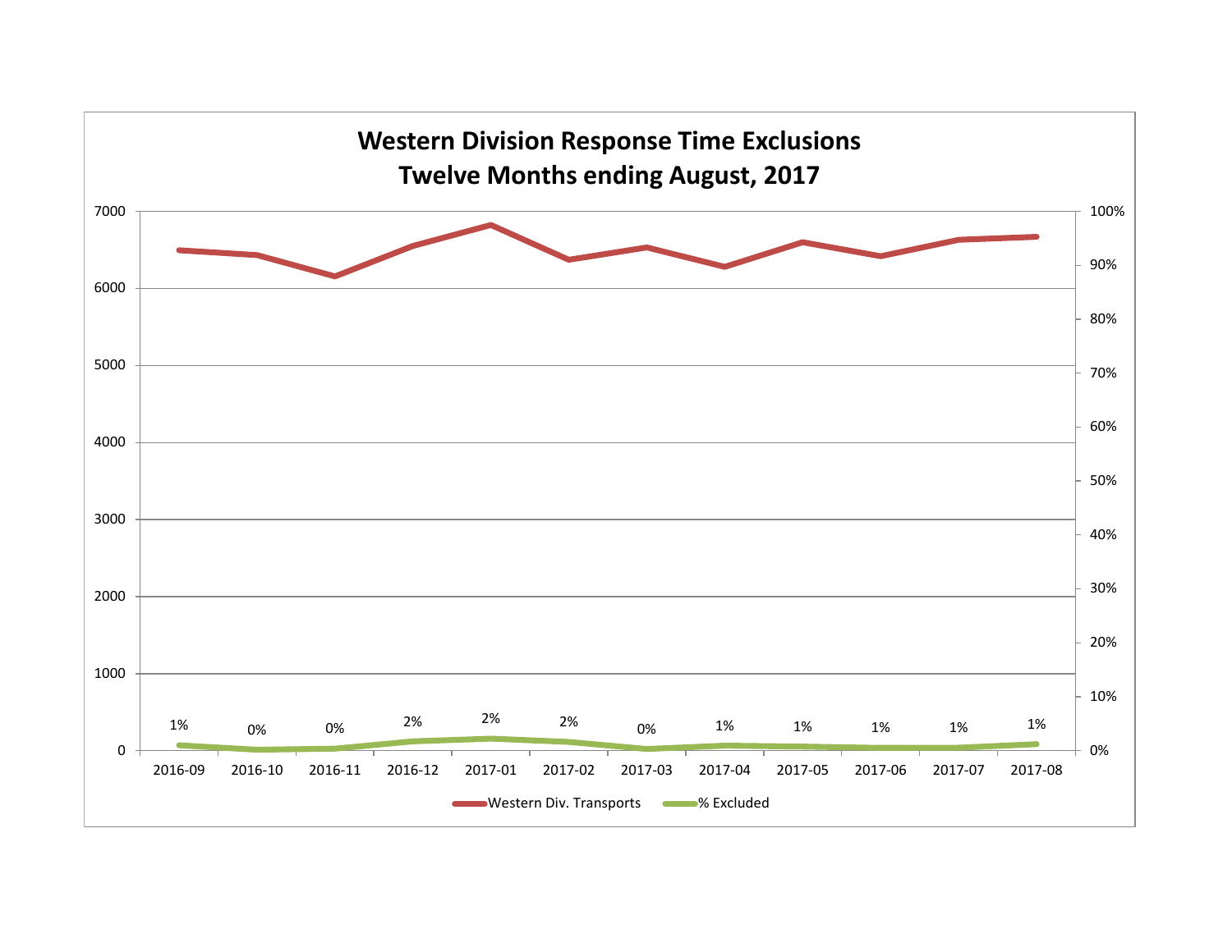# Western Division Response Time Exclusions
## Twelve Months ending August, 2017

7000
6000
5000
4000
3000
2000
1000
0

100%
90%
80%
70%
60%
50%
40%
30%
20%
10%
0%

1% 0% 0% 2% 2% 2% 0% 1% 1% 1% 1% 1%

2016-09 2016-10 2016-11 2016-12 2017-01 2017-02 2017-03 2017-04 2017-05 2017-06 2017-07 2017-08

Western Div. Transports
% Excluded